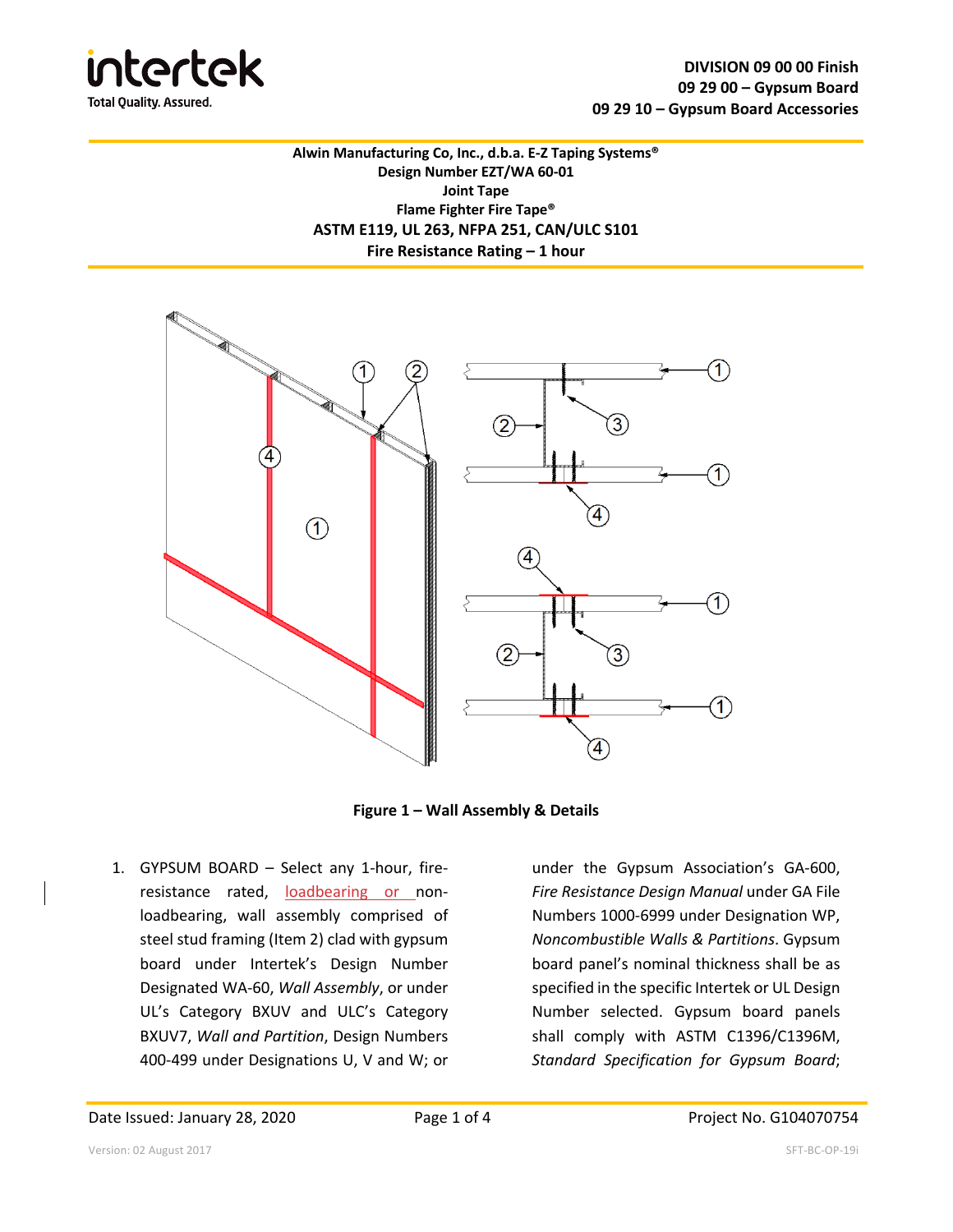DIVISION 09 00 00 Finish
09 29 00 – Gypsum Board
09 29 10 – Gypsum Board Accessories

**Alwin Manufacturing Co, Inc., d.b.a. E-Z Taping Systems®**
**Design Number EZT/WA 60-01**
**Joint Tape**
**Flame Fighter Fire Tape®**
**ASTM E119, UL 263, NFPA 251, CAN/ULC S101**
**Fire Resistance Rating – 1 hour**

**Figure 1 – Wall Assembly & Details**

1. GYPSUM BOARD – Select any 1-hour, fire-resistance rated, loadbearing or non-loadbearing, wall assembly comprised of steel stud framing (Item 2) clad with gypsum board under Intertek's Design Number Designated WA-60, *Wall Assembly*, or under UL's Category BXUV and ULC's Category BXUV7, *Wall and Partition*, Design Numbers 400-499 under Designations U, V and W; or under the Gypsum Association's GA-600, *Fire Resistance Design Manual* under GA File Numbers 1000-6999 under Designation WP, *Noncombustible Walls & Partitions*. Gypsum board panel's nominal thickness shall be as specified in the specific Intertek or UL Design Number selected. Gypsum board panels shall comply with ASTM C1396/C1396M, *Standard Specification for Gypsum Board*;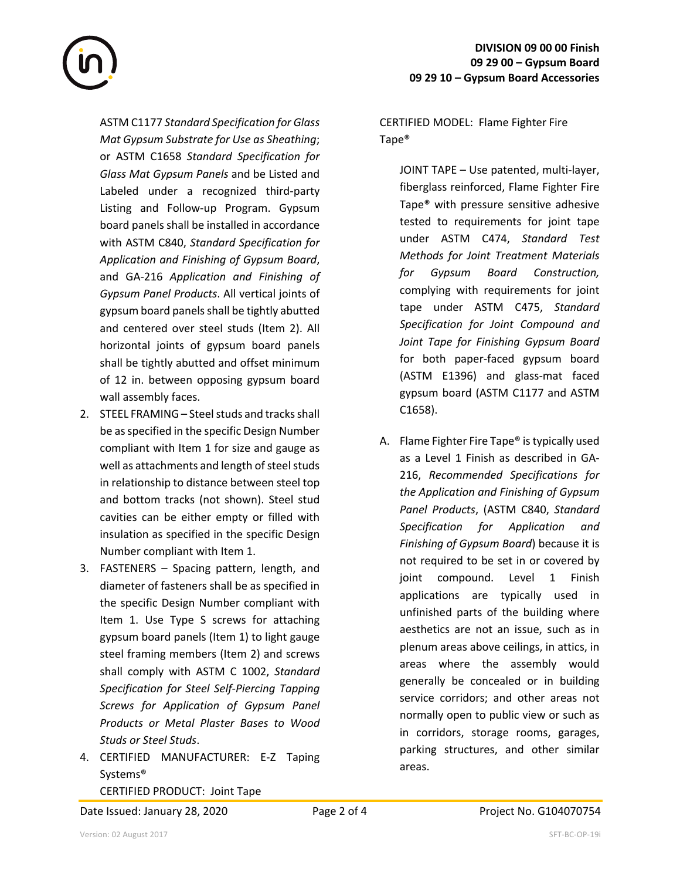ASTM C1177 *Standard Specification for Glass Mat Gypsum Substrate for Use as Sheathing*; or ASTM C1658 *Standard Specification for Glass Mat Gypsum Panels* and be Listed and Labeled under a recognized third-party Listing and Follow-up Program. Gypsum board panels shall be installed in accordance with ASTM C840, *Standard Specification for Application and Finishing of Gypsum Board*, and GA-216 *Application and Finishing of Gypsum Panel Products*. All vertical joints of gypsum board panels shall be tightly abutted and centered over steel studs (Item 2). All horizontal joints of gypsum board panels shall be tightly abutted and offset minimum of 12 in. between opposing gypsum board wall assembly faces.

2. STEEL FRAMING – Steel studs and tracks shall be as specified in the specific Design Number compliant with Item 1 for size and gauge as well as attachments and length of steel studs in relationship to distance between steel top and bottom tracks (not shown). Steel stud cavities can be either empty or filled with insulation as specified in the specific Design Number compliant with Item 1.
3. FASTENERS – Spacing pattern, length, and diameter of fasteners shall be as specified in the specific Design Number compliant with Item 1. Use Type S screws for attaching gypsum board panels (Item 1) to light gauge steel framing members (Item 2) and screws shall comply with ASTM C 1002, *Standard Specification for Steel Self-Piercing Tapping Screws for Application of Gypsum Panel Products or Metal Plaster Bases to Wood Studs or Steel Studs*.
4. CERTIFIED MANUFACTURER: E-Z Taping Systems®
   CERTIFIED PRODUCT: Joint Tape
   CERTIFIED MODEL: Flame Fighter Fire Tape®

   JOINT TAPE – Use patented, multi-layer, fiberglass reinforced, Flame Fighter Fire Tape® with pressure sensitive adhesive tested to requirements for joint tape under ASTM C474, *Standard Test Methods for Joint Treatment Materials for Gypsum Board Construction,* complying with requirements for joint tape under ASTM C475, *Standard Specification for Joint Compound and Joint Tape for Finishing Gypsum Board* for both paper-faced gypsum board (ASTM E1396) and glass-mat faced gypsum board (ASTM C1177 and ASTM C1658).

   A. Flame Fighter Fire Tape® is typically used as a Level 1 Finish as described in GA-216, *Recommended Specifications for the Application and Finishing of Gypsum Panel Products*, (ASTM C840, *Standard Specification for Application and Finishing of Gypsum Board*) because it is not required to be set in or covered by joint compound. Level 1 Finish applications are typically used in unfinished parts of the building where aesthetics are not an issue, such as in plenum areas above ceilings, in attics, in areas where the assembly would generally be concealed or in building service corridors; and other areas not normally open to public view or such as in corridors, storage rooms, garages, parking structures, and other similar areas.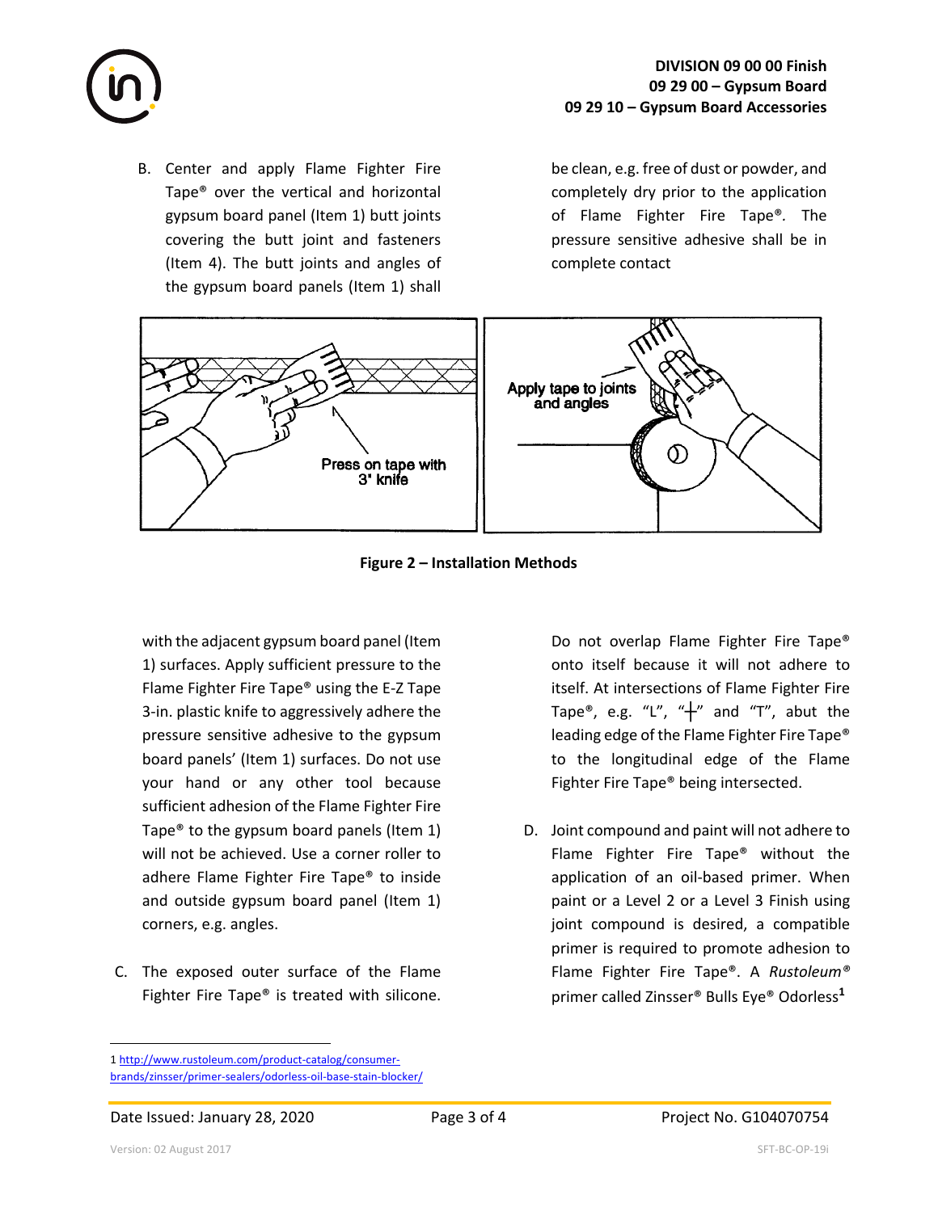B. Center and apply Flame Fighter Fire Tape® over the vertical and horizontal gypsum board panel (Item 1) butt joints covering the butt joint and fasteners (Item 4). The butt joints and angles of the gypsum board panels (Item 1) shall be clean, e.g. free of dust or powder, and completely dry prior to the application of Flame Fighter Fire Tape®. The pressure sensitive adhesive shall be in complete contact with the adjacent gypsum board panel (Item 1) surfaces. Apply sufficient pressure to the Flame Fighter Fire Tape® using the E-Z Tape 3-in. plastic knife to aggressively adhere the pressure sensitive adhesive to the gypsum board panels' (Item 1) surfaces. Do not use your hand or any other tool because sufficient adhesion of the Flame Fighter Fire Tape® to the gypsum board panels (Item 1) will not be achieved. Use a corner roller to adhere Flame Fighter Fire Tape® to inside and outside gypsum board panel (Item 1) corners, e.g. angles.

**Figure 2 – Installation Methods**

C. The exposed outer surface of the Flame Fighter Fire Tape® is treated with silicone. Do not overlap Flame Fighter Fire Tape® onto itself because it will not adhere to itself. At intersections of Flame Fighter Fire Tape®, e.g. "L", "+" and "T", abut the leading edge of the Flame Fighter Fire Tape® to the longitudinal edge of the Flame Fighter Fire Tape® being intersected.

D. Joint compound and paint will not adhere to Flame Fighter Fire Tape® without the application of an oil-based primer. When paint or a Level 2 or a Level 3 Finish using joint compound is desired, a compatible primer is required to promote adhesion to Flame Fighter Fire Tape®. A *Rustoleum®* primer called Zinsser® Bulls Eye® Odorless[1]

1 http://www.rustoleum.com/product-catalog/consumer-brands/zinsser/primer-sealers/odorless-oil-base-stain-blocker/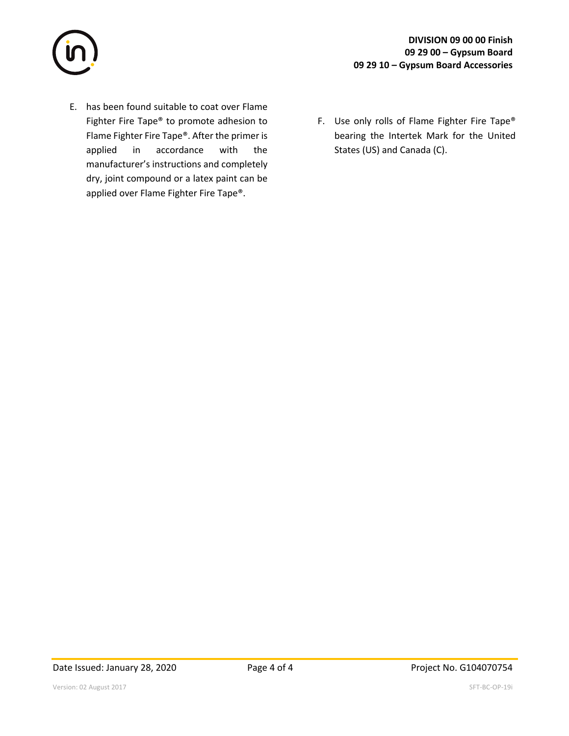E. has been found suitable to coat over Flame Fighter Fire Tape® to promote adhesion to Flame Fighter Fire Tape®. After the primer is applied in accordance with the manufacturer's instructions and completely dry, joint compound or a latex paint can be applied over Flame Fighter Fire Tape®.

F. Use only rolls of Flame Fighter Fire Tape® bearing the Intertek Mark for the United States (US) and Canada (C).